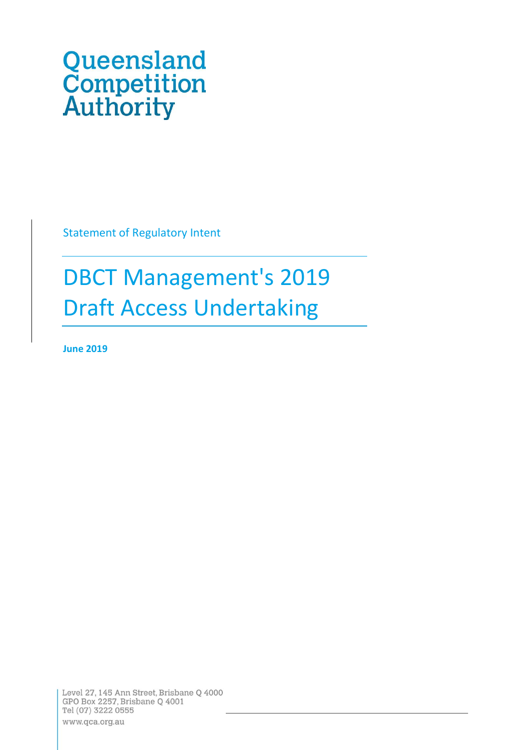Queensland Competition Authority

Statement of Regulatory Intent

# DBCT Management's 2019 Draft Access Undertaking

**June 2019**

Level 27, 145 Ann Street, Brisbane Q 4000
GPO Box 2257, Brisbane Q 4001
Tel (07) 3222 0555
www.qca.org.au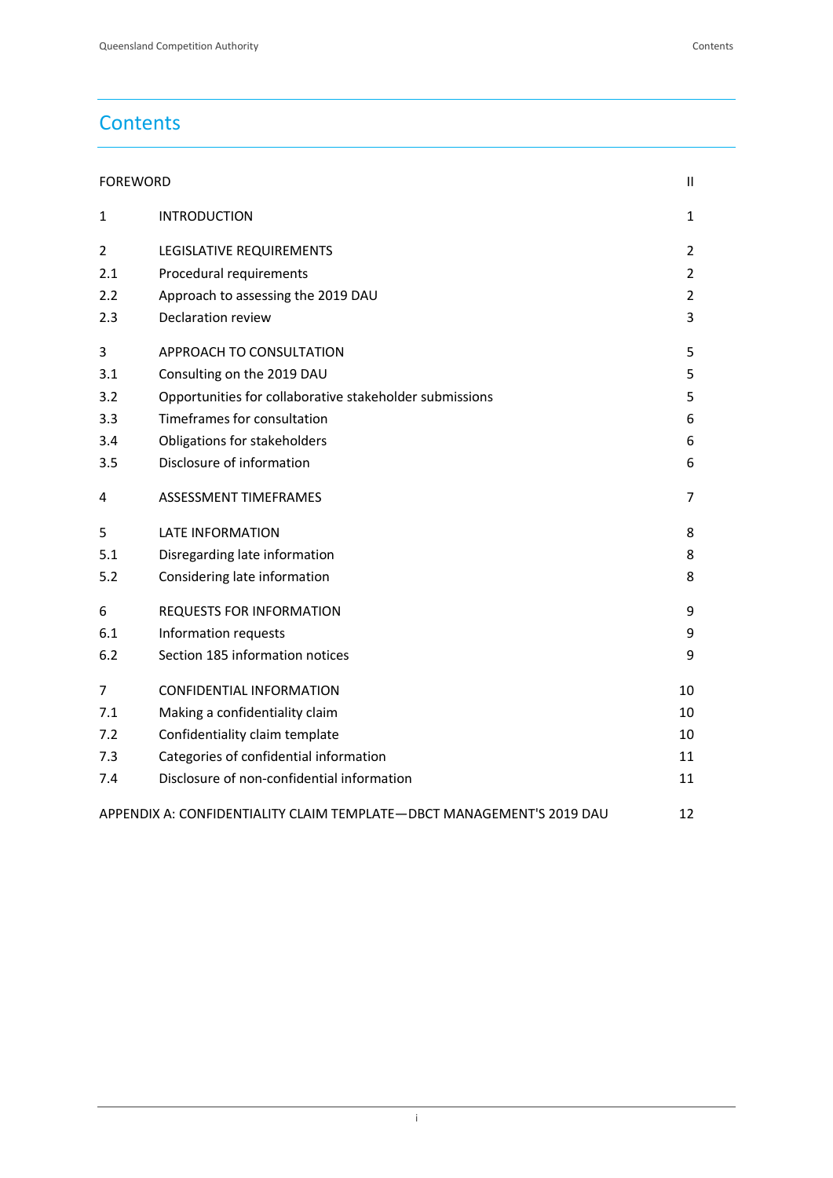# Contents

| | | |
|---|---|---|
| FOREWORD | | II |
| 1 | INTRODUCTION | 1 |
| 2 | LEGISLATIVE REQUIREMENTS | 2 |
| 2.1 | Procedural requirements | 2 |
| 2.2 | Approach to assessing the 2019 DAU | 2 |
| 2.3 | Declaration review | 3 |
| 3 | APPROACH TO CONSULTATION | 5 |
| 3.1 | Consulting on the 2019 DAU | 5 |
| 3.2 | Opportunities for collaborative stakeholder submissions | 5 |
| 3.3 | Timeframes for consultation | 6 |
| 3.4 | Obligations for stakeholders | 6 |
| 3.5 | Disclosure of information | 6 |
| 4 | ASSESSMENT TIMEFRAMES | 7 |
| 5 | LATE INFORMATION | 8 |
| 5.1 | Disregarding late information | 8 |
| 5.2 | Considering late information | 8 |
| 6 | REQUESTS FOR INFORMATION | 9 |
| 6.1 | Information requests | 9 |
| 6.2 | Section 185 information notices | 9 |
| 7 | CONFIDENTIAL INFORMATION | 10 |
| 7.1 | Making a confidentiality claim | 10 |
| 7.2 | Confidentiality claim template | 10 |
| 7.3 | Categories of confidential information | 11 |
| 7.4 | Disclosure of non-confidential information | 11 |
| APPENDIX A: CONFIDENTIALITY CLAIM TEMPLATE—DBCT MANAGEMENT'S 2019 DAU | | 12 |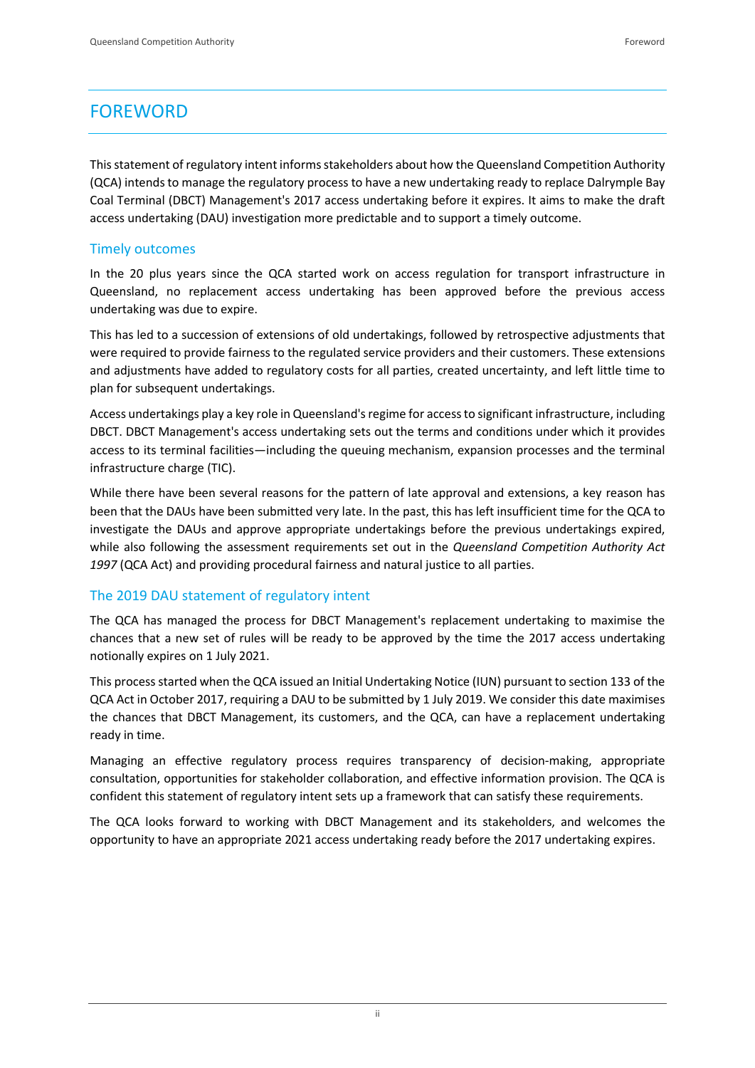# FOREWORD

This statement of regulatory intent informs stakeholders about how the Queensland Competition Authority (QCA) intends to manage the regulatory process to have a new undertaking ready to replace Dalrymple Bay Coal Terminal (DBCT) Management's 2017 access undertaking before it expires. It aims to make the draft access undertaking (DAU) investigation more predictable and to support a timely outcome.

## Timely outcomes

In the 20 plus years since the QCA started work on access regulation for transport infrastructure in Queensland, no replacement access undertaking has been approved before the previous access undertaking was due to expire.

This has led to a succession of extensions of old undertakings, followed by retrospective adjustments that were required to provide fairness to the regulated service providers and their customers. These extensions and adjustments have added to regulatory costs for all parties, created uncertainty, and left little time to plan for subsequent undertakings.

Access undertakings play a key role in Queensland's regime for access to significant infrastructure, including DBCT. DBCT Management's access undertaking sets out the terms and conditions under which it provides access to its terminal facilities—including the queuing mechanism, expansion processes and the terminal infrastructure charge (TIC).

While there have been several reasons for the pattern of late approval and extensions, a key reason has been that the DAUs have been submitted very late. In the past, this has left insufficient time for the QCA to investigate the DAUs and approve appropriate undertakings before the previous undertakings expired, while also following the assessment requirements set out in the *Queensland Competition Authority Act 1997* (QCA Act) and providing procedural fairness and natural justice to all parties.

## The 2019 DAU statement of regulatory intent

The QCA has managed the process for DBCT Management's replacement undertaking to maximise the chances that a new set of rules will be ready to be approved by the time the 2017 access undertaking notionally expires on 1 July 2021.

This process started when the QCA issued an Initial Undertaking Notice (IUN) pursuant to section 133 of the QCA Act in October 2017, requiring a DAU to be submitted by 1 July 2019. We consider this date maximises the chances that DBCT Management, its customers, and the QCA, can have a replacement undertaking ready in time.

Managing an effective regulatory process requires transparency of decision-making, appropriate consultation, opportunities for stakeholder collaboration, and effective information provision. The QCA is confident this statement of regulatory intent sets up a framework that can satisfy these requirements.

The QCA looks forward to working with DBCT Management and its stakeholders, and welcomes the opportunity to have an appropriate 2021 access undertaking ready before the 2017 undertaking expires.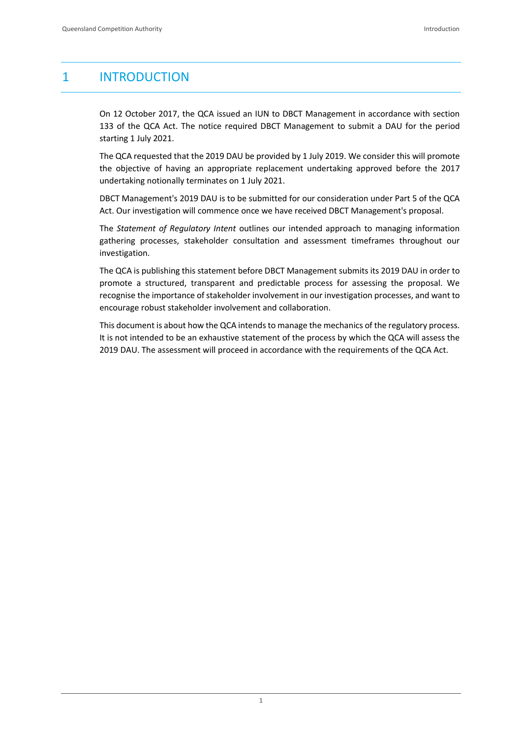# 1 INTRODUCTION

On 12 October 2017, the QCA issued an IUN to DBCT Management in accordance with section 133 of the QCA Act. The notice required DBCT Management to submit a DAU for the period starting 1 July 2021.

The QCA requested that the 2019 DAU be provided by 1 July 2019. We consider this will promote the objective of having an appropriate replacement undertaking approved before the 2017 undertaking notionally terminates on 1 July 2021.

DBCT Management's 2019 DAU is to be submitted for our consideration under Part 5 of the QCA Act. Our investigation will commence once we have received DBCT Management's proposal.

The *Statement of Regulatory Intent* outlines our intended approach to managing information gathering processes, stakeholder consultation and assessment timeframes throughout our investigation.

The QCA is publishing this statement before DBCT Management submits its 2019 DAU in order to promote a structured, transparent and predictable process for assessing the proposal. We recognise the importance of stakeholder involvement in our investigation processes, and want to encourage robust stakeholder involvement and collaboration.

This document is about how the QCA intends to manage the mechanics of the regulatory process. It is not intended to be an exhaustive statement of the process by which the QCA will assess the 2019 DAU. The assessment will proceed in accordance with the requirements of the QCA Act.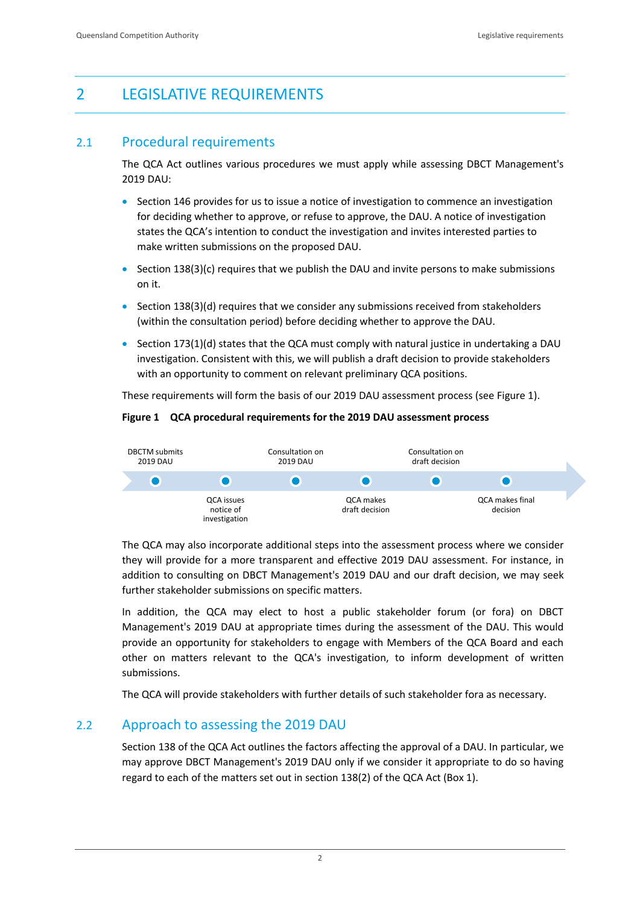# 2 LEGISLATIVE REQUIREMENTS

## 2.1 Procedural requirements

The QCA Act outlines various procedures we must apply while assessing DBCT Management's 2019 DAU:

- Section 146 provides for us to issue a notice of investigation to commence an investigation for deciding whether to approve, or refuse to approve, the DAU. A notice of investigation states the QCA's intention to conduct the investigation and invites interested parties to make written submissions on the proposed DAU.
- Section 138(3)(c) requires that we publish the DAU and invite persons to make submissions on it.
- Section 138(3)(d) requires that we consider any submissions received from stakeholders (within the consultation period) before deciding whether to approve the DAU.
- Section 173(1)(d) states that the QCA must comply with natural justice in undertaking a DAU investigation. Consistent with this, we will publish a draft decision to provide stakeholders with an opportunity to comment on relevant preliminary QCA positions.

These requirements will form the basis of our 2019 DAU assessment process (see Figure 1).

**Figure 1 QCA procedural requirements for the 2019 DAU assessment process**

DBCTM submits 2019 DAU → QCA issues notice of investigation → Consultation on 2019 DAU → QCA makes draft decision → Consultation on draft decision → QCA makes final decision

The QCA may also incorporate additional steps into the assessment process where we consider they will provide for a more transparent and effective 2019 DAU assessment. For instance, in addition to consulting on DBCT Management's 2019 DAU and our draft decision, we may seek further stakeholder submissions on specific matters.

In addition, the QCA may elect to host a public stakeholder forum (or fora) on DBCT Management's 2019 DAU at appropriate times during the assessment of the DAU. This would provide an opportunity for stakeholders to engage with Members of the QCA Board and each other on matters relevant to the QCA's investigation, to inform development of written submissions.

The QCA will provide stakeholders with further details of such stakeholder fora as necessary.

## 2.2 Approach to assessing the 2019 DAU

Section 138 of the QCA Act outlines the factors affecting the approval of a DAU. In particular, we may approve DBCT Management's 2019 DAU only if we consider it appropriate to do so having regard to each of the matters set out in section 138(2) of the QCA Act (Box 1).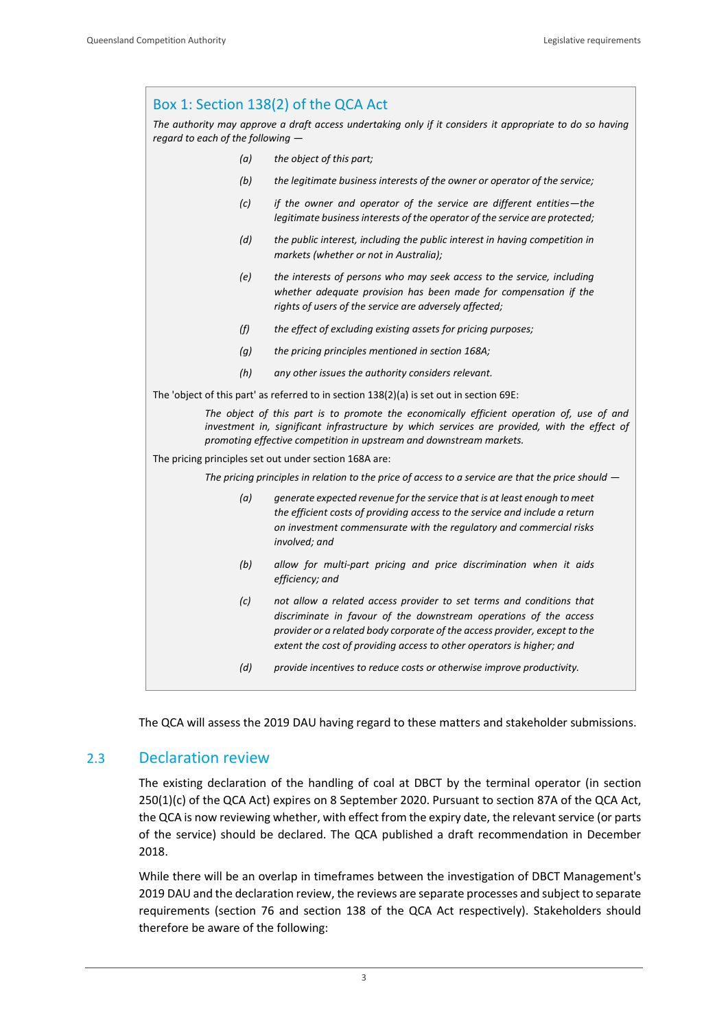### Box 1: Section 138(2) of the QCA Act

*The authority may approve a draft access undertaking only if it considers it appropriate to do so having regard to each of the following —*

- *(a) the object of this part;*
- *(b) the legitimate business interests of the owner or operator of the service;*
- *(c) if the owner and operator of the service are different entities—the legitimate business interests of the operator of the service are protected;*
- *(d) the public interest, including the public interest in having competition in markets (whether or not in Australia);*
- *(e) the interests of persons who may seek access to the service, including whether adequate provision has been made for compensation if the rights of users of the service are adversely affected;*
- *(f) the effect of excluding existing assets for pricing purposes;*
- *(g) the pricing principles mentioned in section 168A;*
- *(h) any other issues the authority considers relevant.*

The 'object of this part' as referred to in section 138(2)(a) is set out in section 69E:

> *The object of this part is to promote the economically efficient operation of, use of and investment in, significant infrastructure by which services are provided, with the effect of promoting effective competition in upstream and downstream markets.*

The pricing principles set out under section 168A are:

> *The pricing principles in relation to the price of access to a service are that the price should —*
>
> - *(a) generate expected revenue for the service that is at least enough to meet the efficient costs of providing access to the service and include a return on investment commensurate with the regulatory and commercial risks involved; and*
> - *(b) allow for multi-part pricing and price discrimination when it aids efficiency; and*
> - *(c) not allow a related access provider to set terms and conditions that discriminate in favour of the downstream operations of the access provider or a related body corporate of the access provider, except to the extent the cost of providing access to other operators is higher; and*
> - *(d) provide incentives to reduce costs or otherwise improve productivity.*

The QCA will assess the 2019 DAU having regard to these matters and stakeholder submissions.

## 2.3 Declaration review

The existing declaration of the handling of coal at DBCT by the terminal operator (in section 250(1)(c) of the QCA Act) expires on 8 September 2020. Pursuant to section 87A of the QCA Act, the QCA is now reviewing whether, with effect from the expiry date, the relevant service (or parts of the service) should be declared. The QCA published a draft recommendation in December 2018.

While there will be an overlap in timeframes between the investigation of DBCT Management's 2019 DAU and the declaration review, the reviews are separate processes and subject to separate requirements (section 76 and section 138 of the QCA Act respectively). Stakeholders should therefore be aware of the following: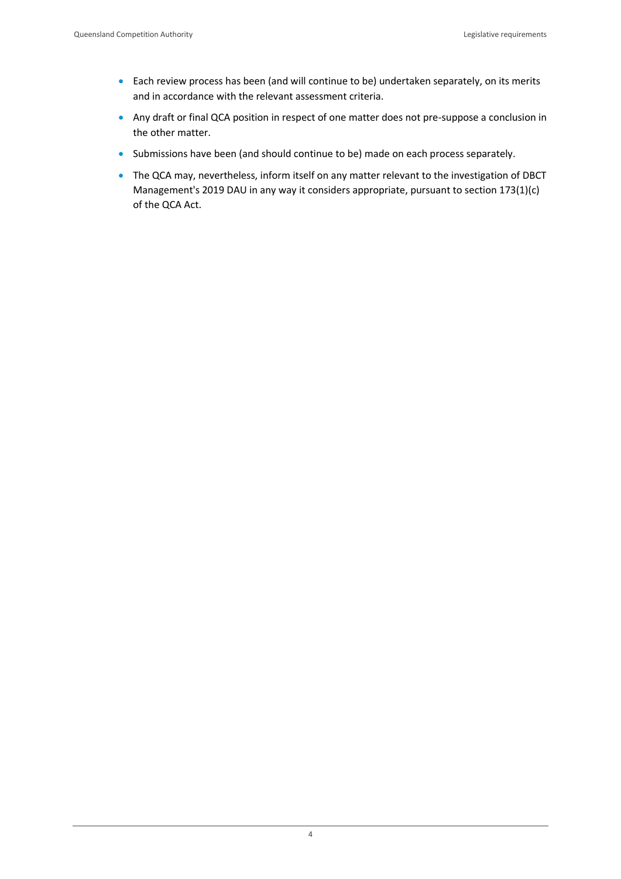- Each review process has been (and will continue to be) undertaken separately, on its merits and in accordance with the relevant assessment criteria.
- Any draft or final QCA position in respect of one matter does not pre-suppose a conclusion in the other matter.
- Submissions have been (and should continue to be) made on each process separately.
- The QCA may, nevertheless, inform itself on any matter relevant to the investigation of DBCT Management's 2019 DAU in any way it considers appropriate, pursuant to section 173(1)(c) of the QCA Act.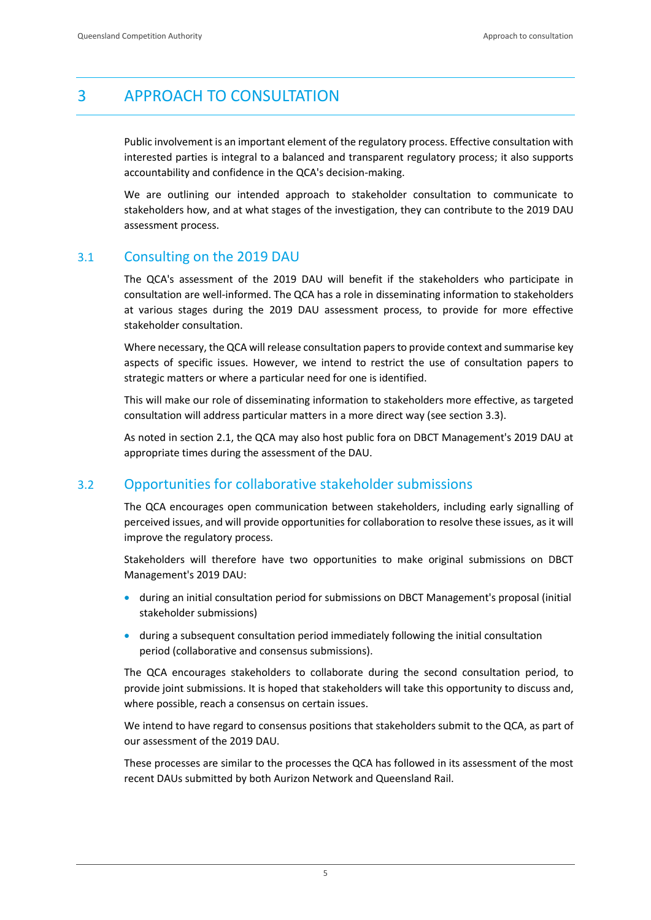# 3 APPROACH TO CONSULTATION

Public involvement is an important element of the regulatory process. Effective consultation with interested parties is integral to a balanced and transparent regulatory process; it also supports accountability and confidence in the QCA's decision-making.

We are outlining our intended approach to stakeholder consultation to communicate to stakeholders how, and at what stages of the investigation, they can contribute to the 2019 DAU assessment process.

## 3.1 Consulting on the 2019 DAU

The QCA's assessment of the 2019 DAU will benefit if the stakeholders who participate in consultation are well-informed. The QCA has a role in disseminating information to stakeholders at various stages during the 2019 DAU assessment process, to provide for more effective stakeholder consultation.

Where necessary, the QCA will release consultation papers to provide context and summarise key aspects of specific issues. However, we intend to restrict the use of consultation papers to strategic matters or where a particular need for one is identified.

This will make our role of disseminating information to stakeholders more effective, as targeted consultation will address particular matters in a more direct way (see section 3.3).

As noted in section 2.1, the QCA may also host public fora on DBCT Management's 2019 DAU at appropriate times during the assessment of the DAU.

## 3.2 Opportunities for collaborative stakeholder submissions

The QCA encourages open communication between stakeholders, including early signalling of perceived issues, and will provide opportunities for collaboration to resolve these issues, as it will improve the regulatory process.

Stakeholders will therefore have two opportunities to make original submissions on DBCT Management's 2019 DAU:

- during an initial consultation period for submissions on DBCT Management's proposal (initial stakeholder submissions)
- during a subsequent consultation period immediately following the initial consultation period (collaborative and consensus submissions).

The QCA encourages stakeholders to collaborate during the second consultation period, to provide joint submissions. It is hoped that stakeholders will take this opportunity to discuss and, where possible, reach a consensus on certain issues.

We intend to have regard to consensus positions that stakeholders submit to the QCA, as part of our assessment of the 2019 DAU.

These processes are similar to the processes the QCA has followed in its assessment of the most recent DAUs submitted by both Aurizon Network and Queensland Rail.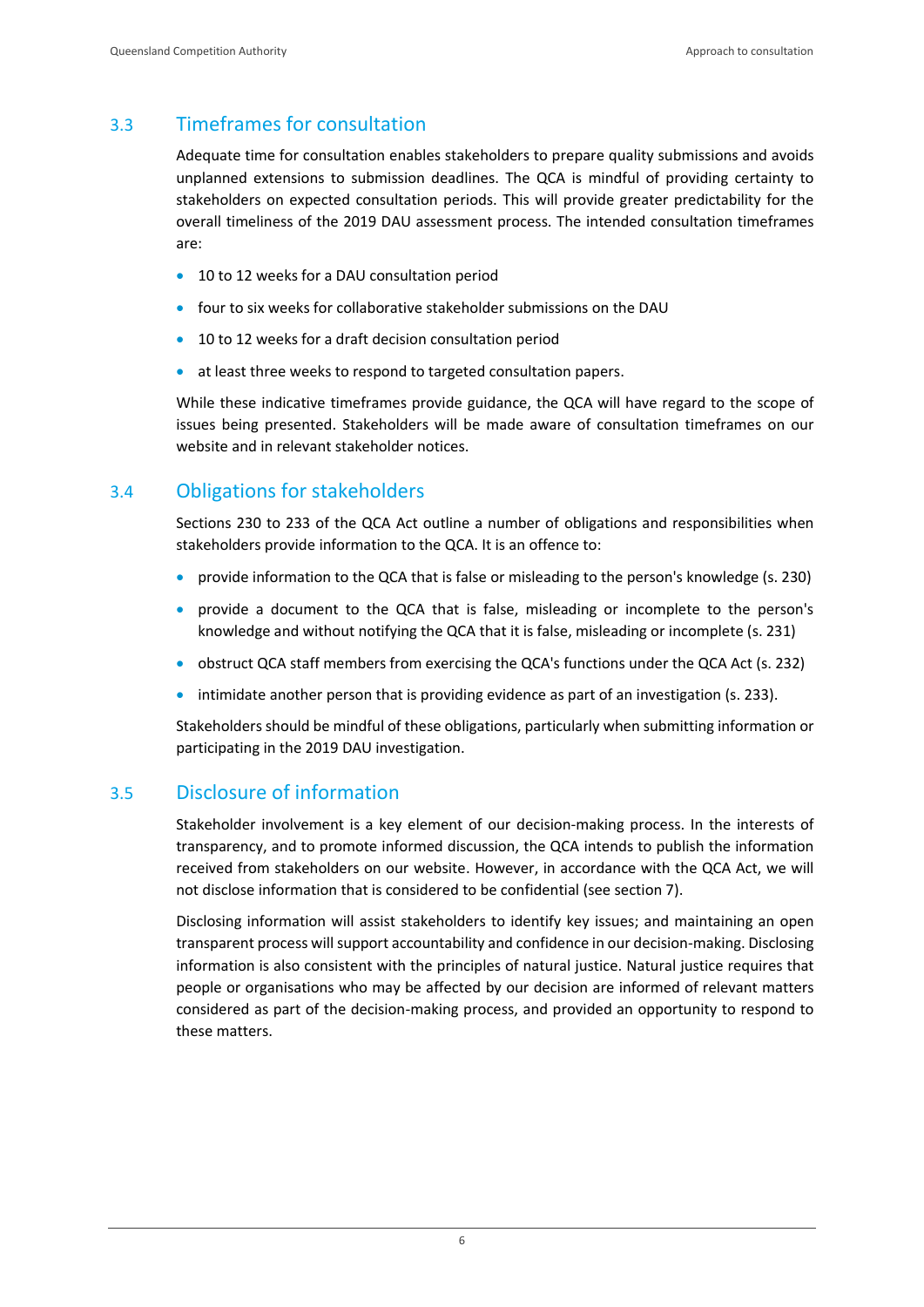## 3.3 Timeframes for consultation

Adequate time for consultation enables stakeholders to prepare quality submissions and avoids unplanned extensions to submission deadlines. The QCA is mindful of providing certainty to stakeholders on expected consultation periods. This will provide greater predictability for the overall timeliness of the 2019 DAU assessment process. The intended consultation timeframes are:

- 10 to 12 weeks for a DAU consultation period
- four to six weeks for collaborative stakeholder submissions on the DAU
- 10 to 12 weeks for a draft decision consultation period
- at least three weeks to respond to targeted consultation papers.

While these indicative timeframes provide guidance, the QCA will have regard to the scope of issues being presented. Stakeholders will be made aware of consultation timeframes on our website and in relevant stakeholder notices.

## 3.4 Obligations for stakeholders

Sections 230 to 233 of the QCA Act outline a number of obligations and responsibilities when stakeholders provide information to the QCA. It is an offence to:

- provide information to the QCA that is false or misleading to the person's knowledge (s. 230)
- provide a document to the QCA that is false, misleading or incomplete to the person's knowledge and without notifying the QCA that it is false, misleading or incomplete (s. 231)
- obstruct QCA staff members from exercising the QCA's functions under the QCA Act (s. 232)
- intimidate another person that is providing evidence as part of an investigation (s. 233).

Stakeholders should be mindful of these obligations, particularly when submitting information or participating in the 2019 DAU investigation.

## 3.5 Disclosure of information

Stakeholder involvement is a key element of our decision-making process. In the interests of transparency, and to promote informed discussion, the QCA intends to publish the information received from stakeholders on our website. However, in accordance with the QCA Act, we will not disclose information that is considered to be confidential (see section 7).

Disclosing information will assist stakeholders to identify key issues; and maintaining an open transparent process will support accountability and confidence in our decision-making. Disclosing information is also consistent with the principles of natural justice. Natural justice requires that people or organisations who may be affected by our decision are informed of relevant matters considered as part of the decision-making process, and provided an opportunity to respond to these matters.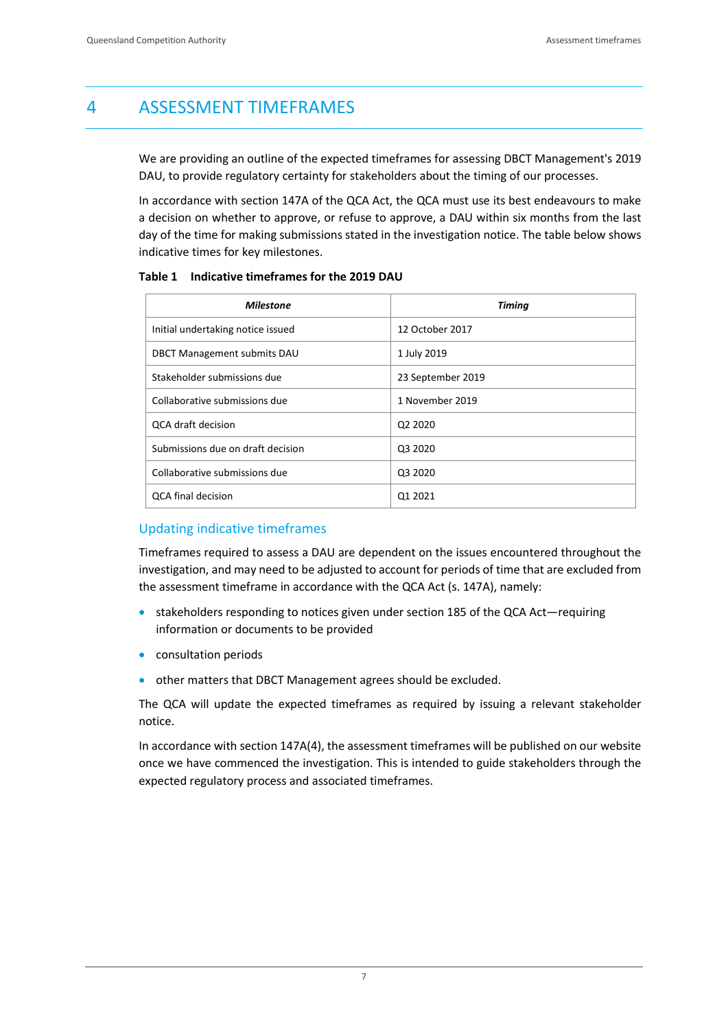# 4 ASSESSMENT TIMEFRAMES

We are providing an outline of the expected timeframes for assessing DBCT Management's 2019 DAU, to provide regulatory certainty for stakeholders about the timing of our processes.

In accordance with section 147A of the QCA Act, the QCA must use its best endeavours to make a decision on whether to approve, or refuse to approve, a DAU within six months from the last day of the time for making submissions stated in the investigation notice. The table below shows indicative times for key milestones.

**Table 1 Indicative timeframes for the 2019 DAU**

| *Milestone* | *Timing* |
|---|---|
| Initial undertaking notice issued | 12 October 2017 |
| DBCT Management submits DAU | 1 July 2019 |
| Stakeholder submissions due | 23 September 2019 |
| Collaborative submissions due | 1 November 2019 |
| QCA draft decision | Q2 2020 |
| Submissions due on draft decision | Q3 2020 |
| Collaborative submissions due | Q3 2020 |
| QCA final decision | Q1 2021 |

## Updating indicative timeframes

Timeframes required to assess a DAU are dependent on the issues encountered throughout the investigation, and may need to be adjusted to account for periods of time that are excluded from the assessment timeframe in accordance with the QCA Act (s. 147A), namely:

- stakeholders responding to notices given under section 185 of the QCA Act—requiring information or documents to be provided
- consultation periods
- other matters that DBCT Management agrees should be excluded.

The QCA will update the expected timeframes as required by issuing a relevant stakeholder notice.

In accordance with section 147A(4), the assessment timeframes will be published on our website once we have commenced the investigation. This is intended to guide stakeholders through the expected regulatory process and associated timeframes.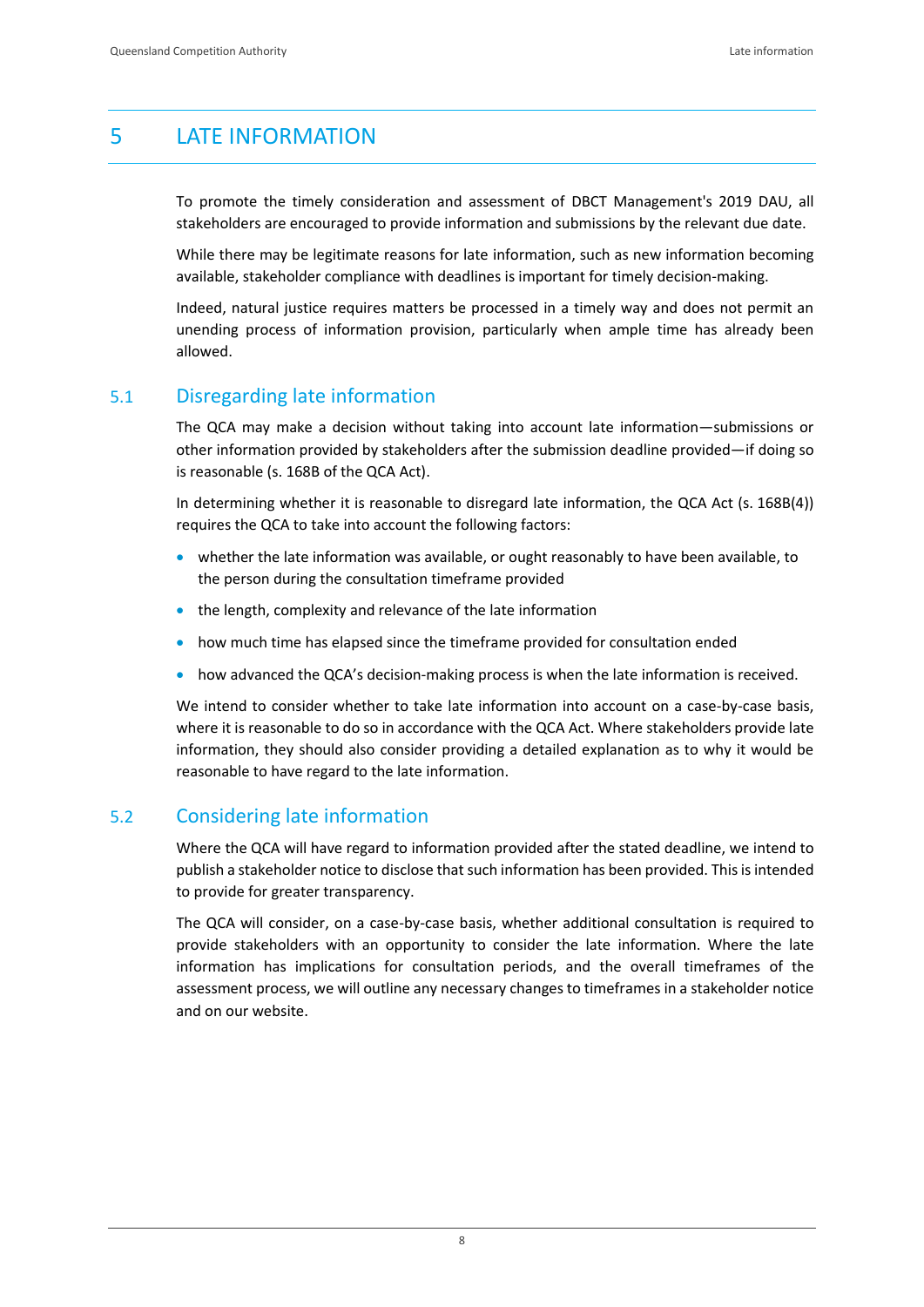# 5 LATE INFORMATION

To promote the timely consideration and assessment of DBCT Management's 2019 DAU, all stakeholders are encouraged to provide information and submissions by the relevant due date.

While there may be legitimate reasons for late information, such as new information becoming available, stakeholder compliance with deadlines is important for timely decision-making.

Indeed, natural justice requires matters be processed in a timely way and does not permit an unending process of information provision, particularly when ample time has already been allowed.

## 5.1 Disregarding late information

The QCA may make a decision without taking into account late information—submissions or other information provided by stakeholders after the submission deadline provided—if doing so is reasonable (s. 168B of the QCA Act).

In determining whether it is reasonable to disregard late information, the QCA Act (s. 168B(4)) requires the QCA to take into account the following factors:

- whether the late information was available, or ought reasonably to have been available, to the person during the consultation timeframe provided
- the length, complexity and relevance of the late information
- how much time has elapsed since the timeframe provided for consultation ended
- how advanced the QCA's decision-making process is when the late information is received.

We intend to consider whether to take late information into account on a case-by-case basis, where it is reasonable to do so in accordance with the QCA Act. Where stakeholders provide late information, they should also consider providing a detailed explanation as to why it would be reasonable to have regard to the late information.

## 5.2 Considering late information

Where the QCA will have regard to information provided after the stated deadline, we intend to publish a stakeholder notice to disclose that such information has been provided. This is intended to provide for greater transparency.

The QCA will consider, on a case-by-case basis, whether additional consultation is required to provide stakeholders with an opportunity to consider the late information. Where the late information has implications for consultation periods, and the overall timeframes of the assessment process, we will outline any necessary changes to timeframes in a stakeholder notice and on our website.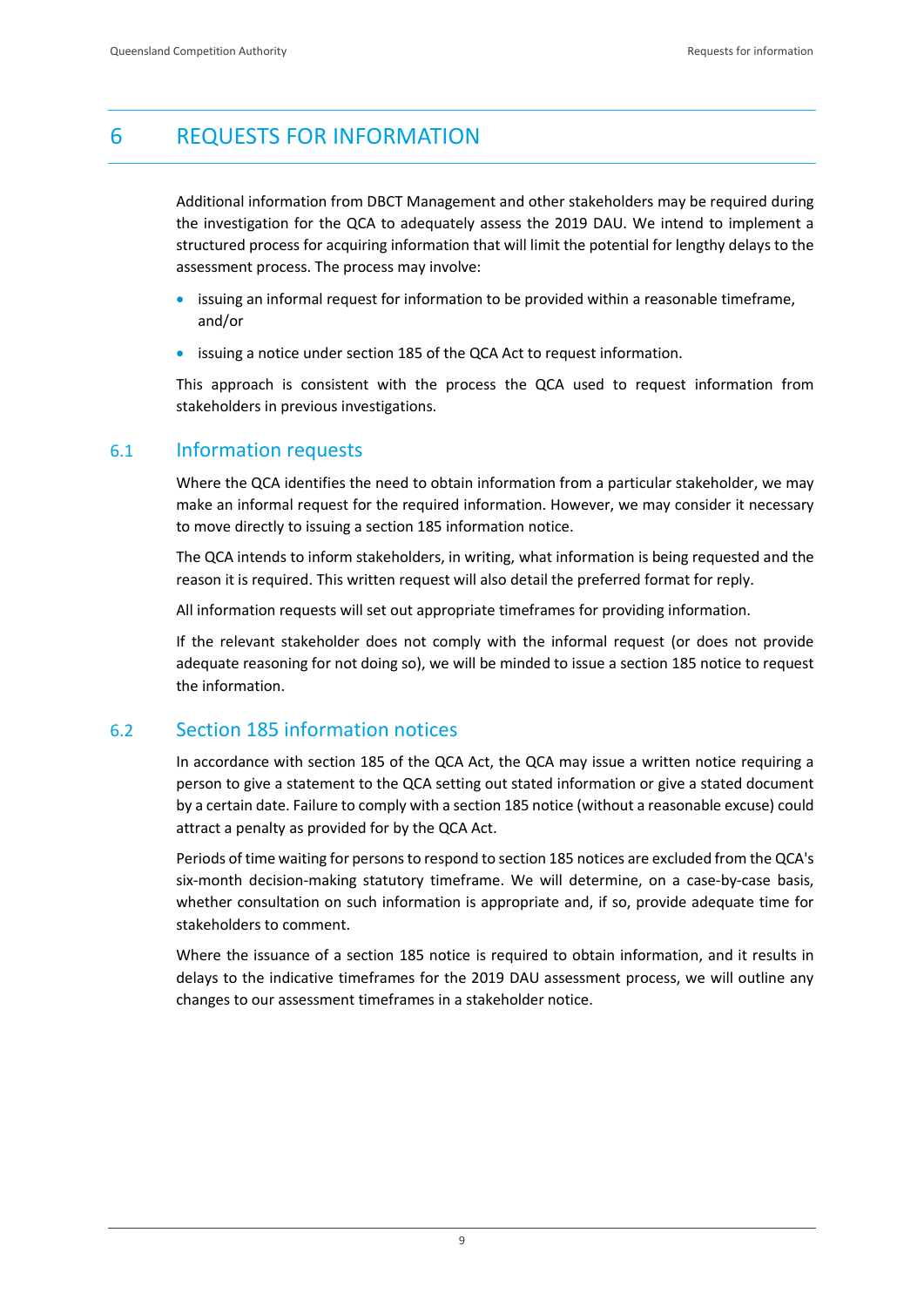# 6 REQUESTS FOR INFORMATION

Additional information from DBCT Management and other stakeholders may be required during the investigation for the QCA to adequately assess the 2019 DAU. We intend to implement a structured process for acquiring information that will limit the potential for lengthy delays to the assessment process. The process may involve:

- issuing an informal request for information to be provided within a reasonable timeframe, and/or
- issuing a notice under section 185 of the QCA Act to request information.

This approach is consistent with the process the QCA used to request information from stakeholders in previous investigations.

## 6.1 Information requests

Where the QCA identifies the need to obtain information from a particular stakeholder, we may make an informal request for the required information. However, we may consider it necessary to move directly to issuing a section 185 information notice.

The QCA intends to inform stakeholders, in writing, what information is being requested and the reason it is required. This written request will also detail the preferred format for reply.

All information requests will set out appropriate timeframes for providing information.

If the relevant stakeholder does not comply with the informal request (or does not provide adequate reasoning for not doing so), we will be minded to issue a section 185 notice to request the information.

## 6.2 Section 185 information notices

In accordance with section 185 of the QCA Act, the QCA may issue a written notice requiring a person to give a statement to the QCA setting out stated information or give a stated document by a certain date. Failure to comply with a section 185 notice (without a reasonable excuse) could attract a penalty as provided for by the QCA Act.

Periods of time waiting for persons to respond to section 185 notices are excluded from the QCA's six-month decision-making statutory timeframe. We will determine, on a case-by-case basis, whether consultation on such information is appropriate and, if so, provide adequate time for stakeholders to comment.

Where the issuance of a section 185 notice is required to obtain information, and it results in delays to the indicative timeframes for the 2019 DAU assessment process, we will outline any changes to our assessment timeframes in a stakeholder notice.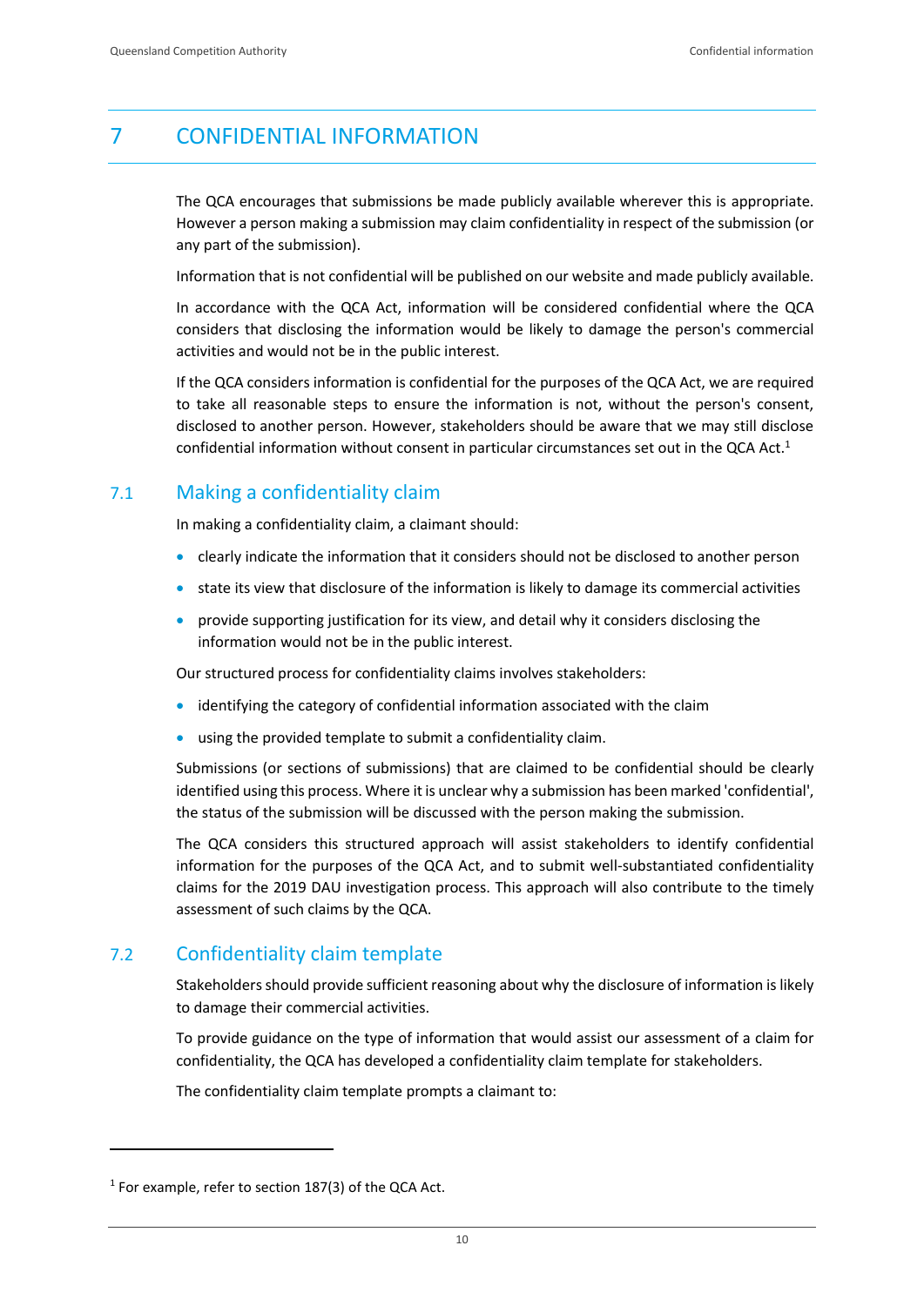# 7 CONFIDENTIAL INFORMATION

The QCA encourages that submissions be made publicly available wherever this is appropriate. However a person making a submission may claim confidentiality in respect of the submission (or any part of the submission).

Information that is not confidential will be published on our website and made publicly available.

In accordance with the QCA Act, information will be considered confidential where the QCA considers that disclosing the information would be likely to damage the person's commercial activities and would not be in the public interest.

If the QCA considers information is confidential for the purposes of the QCA Act, we are required to take all reasonable steps to ensure the information is not, without the person's consent, disclosed to another person. However, stakeholders should be aware that we may still disclose confidential information without consent in particular circumstances set out in the QCA Act.[1]

## 7.1 Making a confidentiality claim

In making a confidentiality claim, a claimant should:

- clearly indicate the information that it considers should not be disclosed to another person
- state its view that disclosure of the information is likely to damage its commercial activities
- provide supporting justification for its view, and detail why it considers disclosing the information would not be in the public interest.

Our structured process for confidentiality claims involves stakeholders:

- identifying the category of confidential information associated with the claim
- using the provided template to submit a confidentiality claim.

Submissions (or sections of submissions) that are claimed to be confidential should be clearly identified using this process. Where it is unclear why a submission has been marked 'confidential', the status of the submission will be discussed with the person making the submission.

The QCA considers this structured approach will assist stakeholders to identify confidential information for the purposes of the QCA Act, and to submit well-substantiated confidentiality claims for the 2019 DAU investigation process. This approach will also contribute to the timely assessment of such claims by the QCA.

## 7.2 Confidentiality claim template

Stakeholders should provide sufficient reasoning about why the disclosure of information is likely to damage their commercial activities.

To provide guidance on the type of information that would assist our assessment of a claim for confidentiality, the QCA has developed a confidentiality claim template for stakeholders.

The confidentiality claim template prompts a claimant to:

---

[1] For example, refer to section 187(3) of the QCA Act.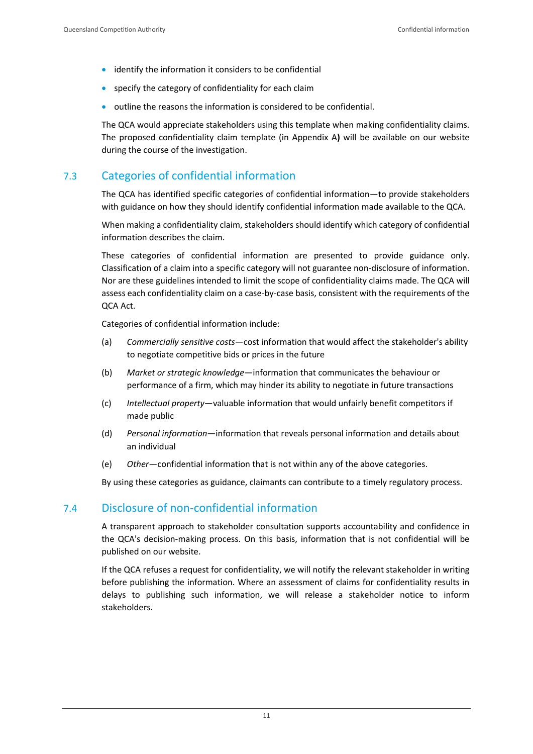- identify the information it considers to be confidential
- specify the category of confidentiality for each claim
- outline the reasons the information is considered to be confidential.

The QCA would appreciate stakeholders using this template when making confidentiality claims. The proposed confidentiality claim template (in Appendix A**)** will be available on our website during the course of the investigation.

## 7.3 Categories of confidential information

The QCA has identified specific categories of confidential information—to provide stakeholders with guidance on how they should identify confidential information made available to the QCA.

When making a confidentiality claim, stakeholders should identify which category of confidential information describes the claim.

These categories of confidential information are presented to provide guidance only. Classification of a claim into a specific category will not guarantee non-disclosure of information. Nor are these guidelines intended to limit the scope of confidentiality claims made. The QCA will assess each confidentiality claim on a case-by-case basis, consistent with the requirements of the QCA Act.

Categories of confidential information include:

(a) *Commercially sensitive costs*—cost information that would affect the stakeholder's ability to negotiate competitive bids or prices in the future

(b) *Market or strategic knowledge*—information that communicates the behaviour or performance of a firm, which may hinder its ability to negotiate in future transactions

(c) *Intellectual property*—valuable information that would unfairly benefit competitors if made public

(d) *Personal information*—information that reveals personal information and details about an individual

(e) *Other*—confidential information that is not within any of the above categories.

By using these categories as guidance, claimants can contribute to a timely regulatory process.

## 7.4 Disclosure of non-confidential information

A transparent approach to stakeholder consultation supports accountability and confidence in the QCA's decision-making process. On this basis, information that is not confidential will be published on our website.

If the QCA refuses a request for confidentiality, we will notify the relevant stakeholder in writing before publishing the information. Where an assessment of claims for confidentiality results in delays to publishing such information, we will release a stakeholder notice to inform stakeholders.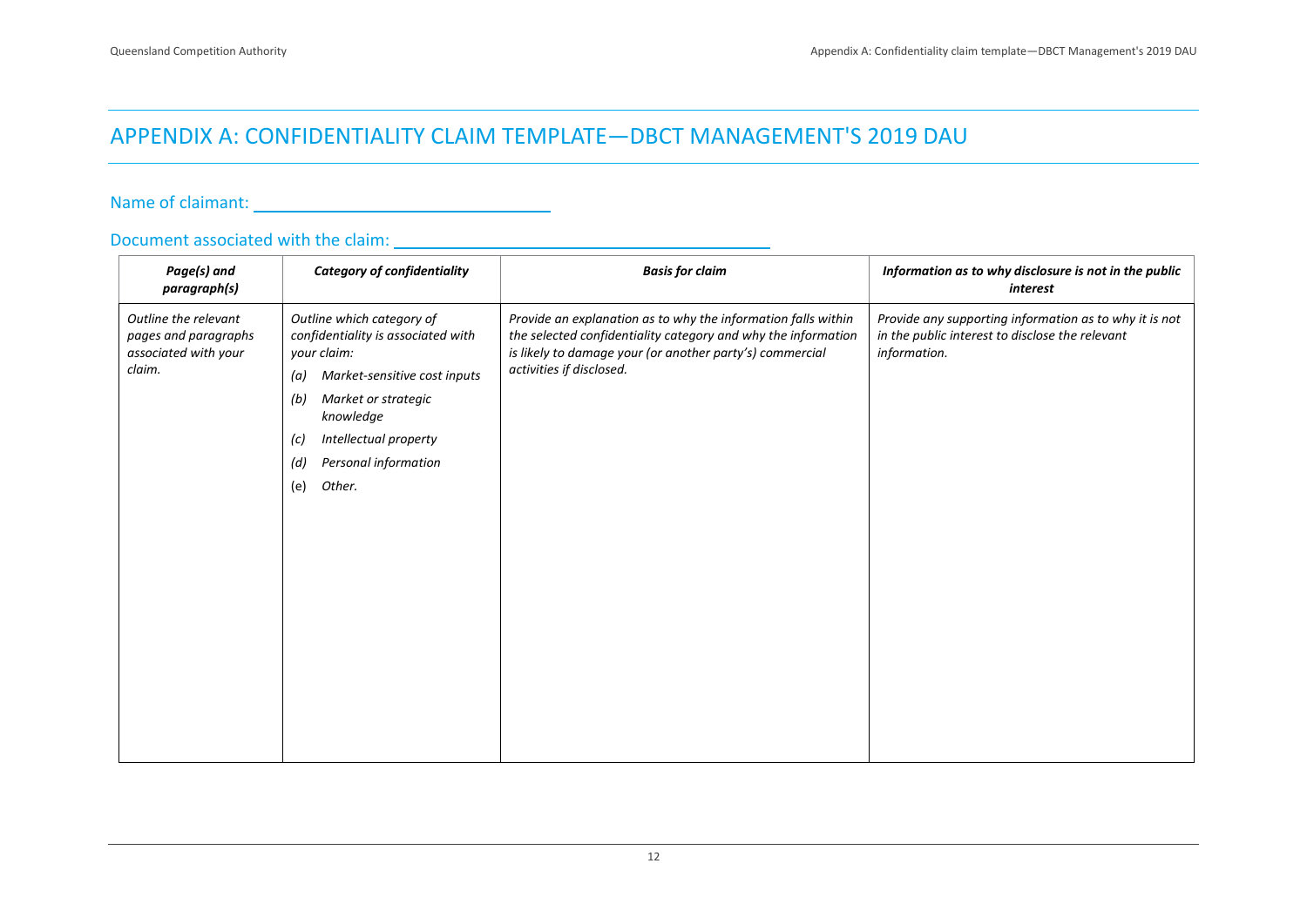# APPENDIX A: CONFIDENTIALITY CLAIM TEMPLATE—DBCT MANAGEMENT'S 2019 DAU

Name of claimant: ______________________________

Document associated with the claim: ______________________________________

| *Page(s) and paragraph(s)* | *Category of confidentiality* | *Basis for claim* | *Information as to why disclosure is not in the public interest* |
|---|---|---|---|
| *Outline the relevant pages and paragraphs associated with your claim.* | *Outline which category of confidentiality is associated with your claim:*<br>*(a) Market-sensitive cost inputs*<br>*(b) Market or strategic knowledge*<br>*(c) Intellectual property*<br>*(d) Personal information*<br>(e) *Other.* | *Provide an explanation as to why the information falls within the selected confidentiality category and why the information is likely to damage your (or another party's) commercial activities if disclosed.* | *Provide any supporting information as to why it is not in the public interest to disclose the relevant information.* |